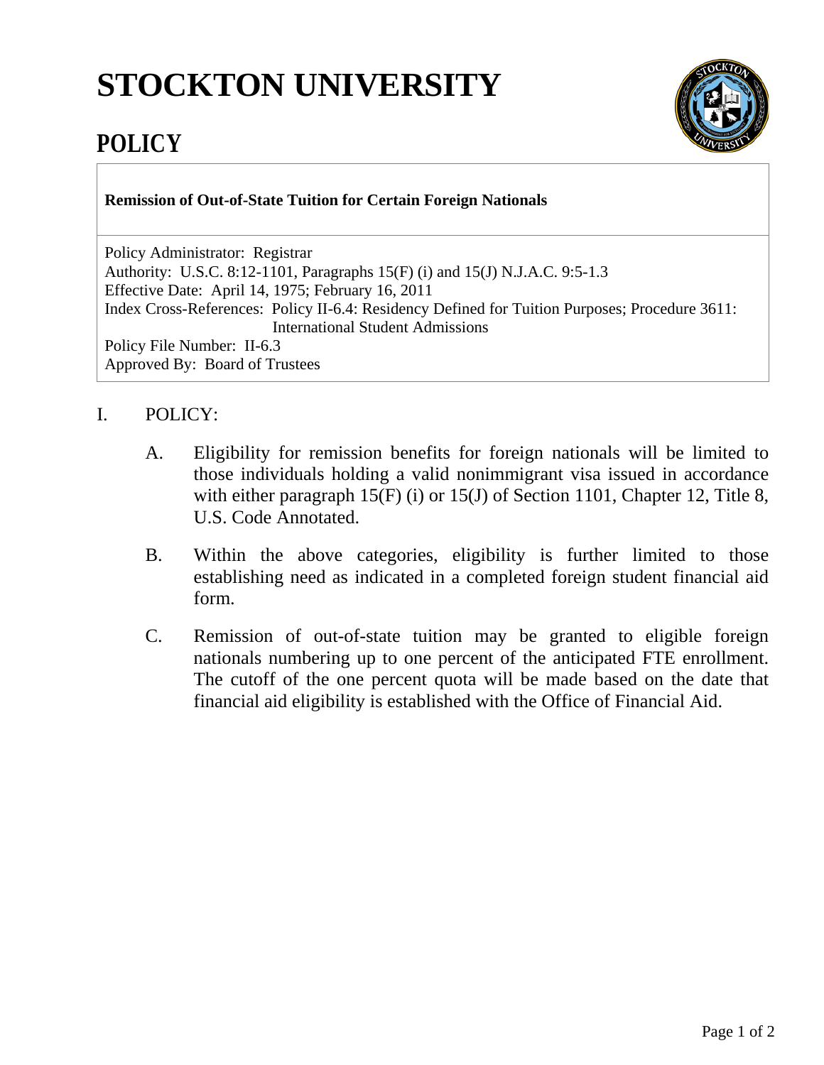# STOCKTON UNIVERSITY

## POLICY

**Remission of Out-of-State Tuition for Certain Foreign Nationals**

Policy Administrator: Registrar
Authority: U.S.C. 8:12-1101, Paragraphs 15(F) (i) and 15(J) N.J.A.C. 9:5-1.3
Effective Date: April 14, 1975; February 16, 2011
Index Cross-References: Policy II-6.4: Residency Defined for Tuition Purposes; Procedure 3611: International Student Admissions
Policy File Number: II-6.3
Approved By: Board of Trustees

I. POLICY:

A. Eligibility for remission benefits for foreign nationals will be limited to those individuals holding a valid nonimmigrant visa issued in accordance with either paragraph 15(F) (i) or 15(J) of Section 1101, Chapter 12, Title 8, U.S. Code Annotated.

B. Within the above categories, eligibility is further limited to those establishing need as indicated in a completed foreign student financial aid form.

C. Remission of out-of-state tuition may be granted to eligible foreign nationals numbering up to one percent of the anticipated FTE enrollment. The cutoff of the one percent quota will be made based on the date that financial aid eligibility is established with the Office of Financial Aid.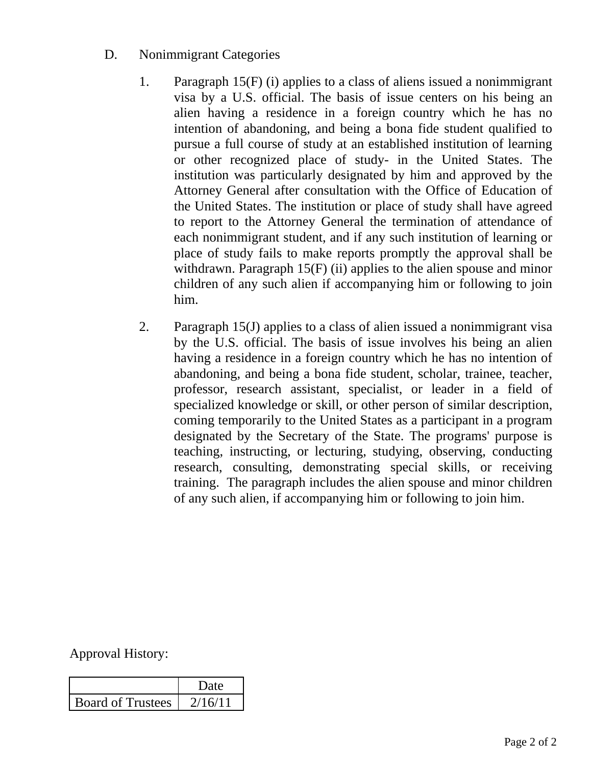D. Nonimmigrant Categories

1. Paragraph 15(F) (i) applies to a class of aliens issued a nonimmigrant visa by a U.S. official. The basis of issue centers on his being an alien having a residence in a foreign country which he has no intention of abandoning, and being a bona fide student qualified to pursue a full course of study at an established institution of learning or other recognized place of study- in the United States. The institution was particularly designated by him and approved by the Attorney General after consultation with the Office of Education of the United States. The institution or place of study shall have agreed to report to the Attorney General the termination of attendance of each nonimmigrant student, and if any such institution of learning or place of study fails to make reports promptly the approval shall be withdrawn. Paragraph 15(F) (ii) applies to the alien spouse and minor children of any such alien if accompanying him or following to join him.

2. Paragraph 15(J) applies to a class of alien issued a nonimmigrant visa by the U.S. official. The basis of issue involves his being an alien having a residence in a foreign country which he has no intention of abandoning, and being a bona fide student, scholar, trainee, teacher, professor, research assistant, specialist, or leader in a field of specialized knowledge or skill, or other person of similar description, coming temporarily to the United States as a participant in a program designated by the Secretary of the State. The programs' purpose is teaching, instructing, or lecturing, studying, observing, conducting research, consulting, demonstrating special skills, or receiving training. The paragraph includes the alien spouse and minor children of any such alien, if accompanying him or following to join him.

Approval History:

| | Date |
|---|---|
| Board of Trustees | 2/16/11 |